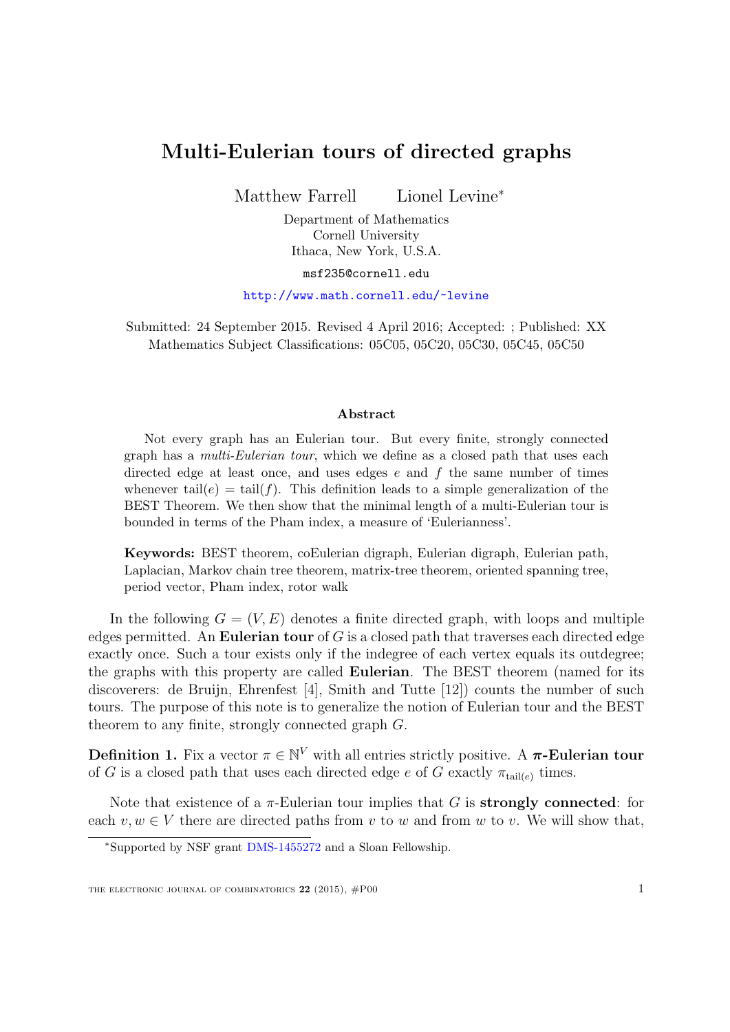# Multi-Eulerian tours of directed graphs

Matthew Farrell  Lionel Levine*

Department of Mathematics
Cornell University
Ithaca, New York, U.S.A.

msf235@cornell.edu

http://www.math.cornell.edu/~levine

Submitted: 24 September 2015. Revised 4 April 2016; Accepted: ; Published: XX
Mathematics Subject Classifications: 05C05, 05C20, 05C30, 05C45, 05C50

### Abstract

Not every graph has an Eulerian tour. But every finite, strongly connected graph has a *multi-Eulerian tour*, which we define as a closed path that uses each directed edge at least once, and uses edges $e$ and $f$ the same number of times whenever $\text{tail}(e) = \text{tail}(f)$. This definition leads to a simple generalization of the BEST Theorem. We then show that the minimal length of a multi-Eulerian tour is bounded in terms of the Pham index, a measure of 'Eulerianness'.

**Keywords:** BEST theorem, coEulerian digraph, Eulerian digraph, Eulerian path, Laplacian, Markov chain tree theorem, matrix-tree theorem, oriented spanning tree, period vector, Pham index, rotor walk

In the following $G = (V, E)$ denotes a finite directed graph, with loops and multiple edges permitted. An **Eulerian tour** of $G$ is a closed path that traverses each directed edge exactly once. Such a tour exists only if the indegree of each vertex equals its outdegree; the graphs with this property are called **Eulerian**. The BEST theorem (named for its discoverers: de Bruijn, Ehrenfest [4], Smith and Tutte [12]) counts the number of such tours. The purpose of this note is to generalize the notion of Eulerian tour and the BEST theorem to any finite, strongly connected graph $G$.

**Definition 1.** Fix a vector $\pi \in \mathbb{N}^V$ with all entries strictly positive. A **$\pi$-Eulerian tour** of $G$ is a closed path that uses each directed edge $e$ of $G$ exactly $\pi_{\text{tail}(e)}$ times.

Note that existence of a $\pi$-Eulerian tour implies that $G$ is **strongly connected**: for each $v, w \in V$ there are directed paths from $v$ to $w$ and from $w$ to $v$. We will show that,

*Supported by NSF grant DMS-1455272 and a Sloan Fellowship.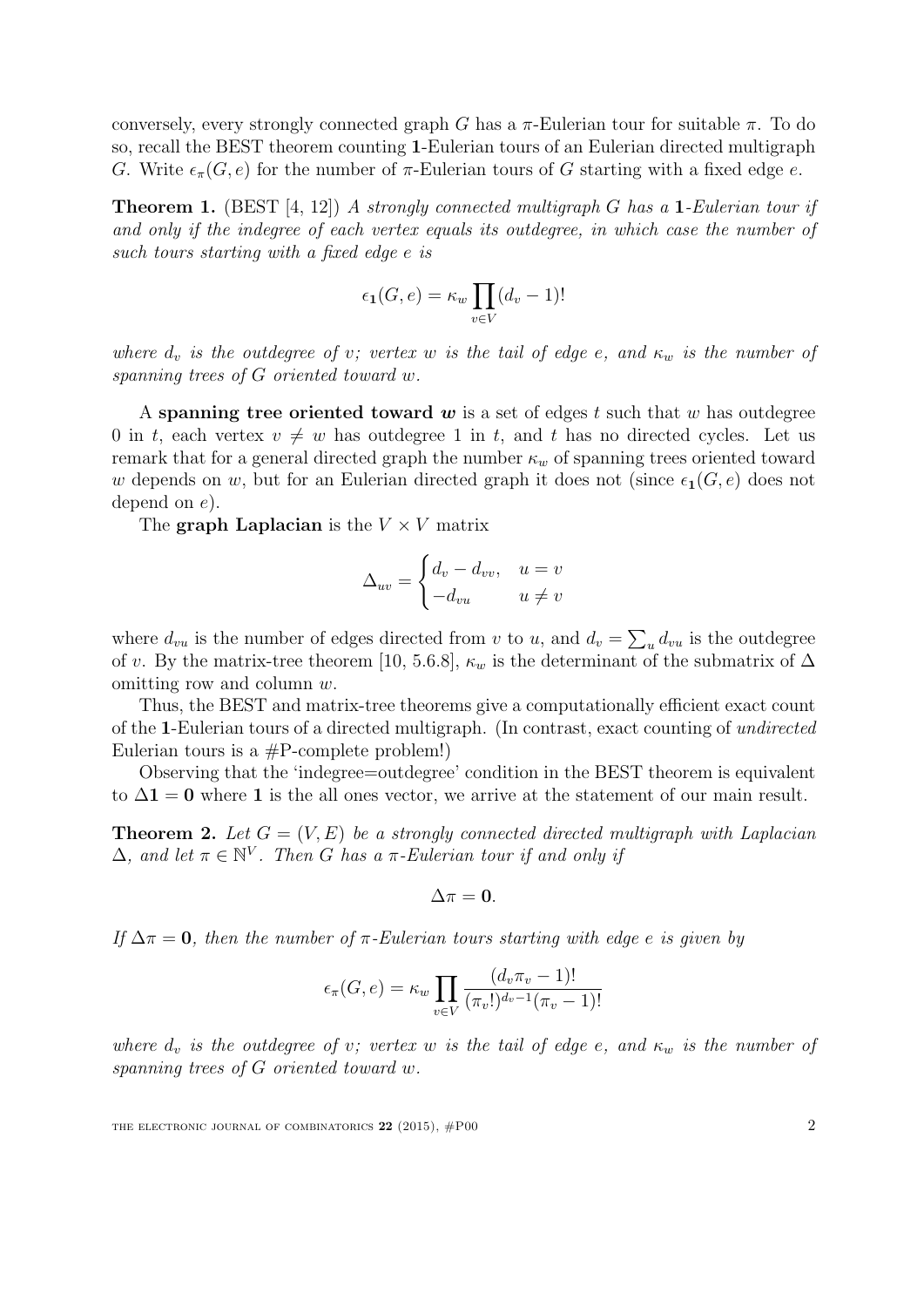conversely, every strongly connected graph $G$ has a $\pi$-Eulerian tour for suitable $\pi$. To do so, recall the BEST theorem counting $\mathbf{1}$-Eulerian tours of an Eulerian directed multigraph $G$. Write $\epsilon_\pi(G, e)$ for the number of $\pi$-Eulerian tours of $G$ starting with a fixed edge $e$.

**Theorem 1.** (BEST [4, 12]) *A strongly connected multigraph $G$ has a $\mathbf{1}$-Eulerian tour if and only if the indegree of each vertex equals its outdegree, in which case the number of such tours starting with a fixed edge $e$ is*

$$\epsilon_{\mathbf{1}}(G, e) = \kappa_w \prod_{v \in V} (d_v - 1)!$$

*where $d_v$ is the outdegree of $v$; vertex $w$ is the tail of edge $e$, and $\kappa_w$ is the number of spanning trees of $G$ oriented toward $w$.*

A **spanning tree oriented toward $w$** is a set of edges $t$ such that $w$ has outdegree 0 in $t$, each vertex $v \neq w$ has outdegree 1 in $t$, and $t$ has no directed cycles. Let us remark that for a general directed graph the number $\kappa_w$ of spanning trees oriented toward $w$ depends on $w$, but for an Eulerian directed graph it does not (since $\epsilon_{\mathbf{1}}(G, e)$ does not depend on $e$).

The **graph Laplacian** is the $V \times V$ matrix

$$\Delta_{uv} = \begin{cases} d_v - d_{vv}, & u = v \\ -d_{vu} & u \neq v \end{cases}$$

where $d_{vu}$ is the number of edges directed from $v$ to $u$, and $d_v = \sum_u d_{vu}$ is the outdegree of $v$. By the matrix-tree theorem [10, 5.6.8], $\kappa_w$ is the determinant of the submatrix of $\Delta$ omitting row and column $w$.

Thus, the BEST and matrix-tree theorems give a computationally efficient exact count of the $\mathbf{1}$-Eulerian tours of a directed multigraph. (In contrast, exact counting of *undirected* Eulerian tours is a #P-complete problem!)

Observing that the 'indegree=outdegree' condition in the BEST theorem is equivalent to $\Delta\mathbf{1} = \mathbf{0}$ where $\mathbf{1}$ is the all ones vector, we arrive at the statement of our main result.

**Theorem 2.** *Let $G = (V, E)$ be a strongly connected directed multigraph with Laplacian $\Delta$, and let $\pi \in \mathbb{N}^V$. Then $G$ has a $\pi$-Eulerian tour if and only if*

$$\Delta\pi = \mathbf{0}.$$

*If $\Delta\pi = \mathbf{0}$, then the number of $\pi$-Eulerian tours starting with edge $e$ is given by*

$$\epsilon_\pi(G, e) = \kappa_w \prod_{v \in V} \frac{(d_v \pi_v - 1)!}{(\pi_v!)^{d_v - 1} (\pi_v - 1)!}$$

*where $d_v$ is the outdegree of $v$; vertex $w$ is the tail of edge $e$, and $\kappa_w$ is the number of spanning trees of $G$ oriented toward $w$.*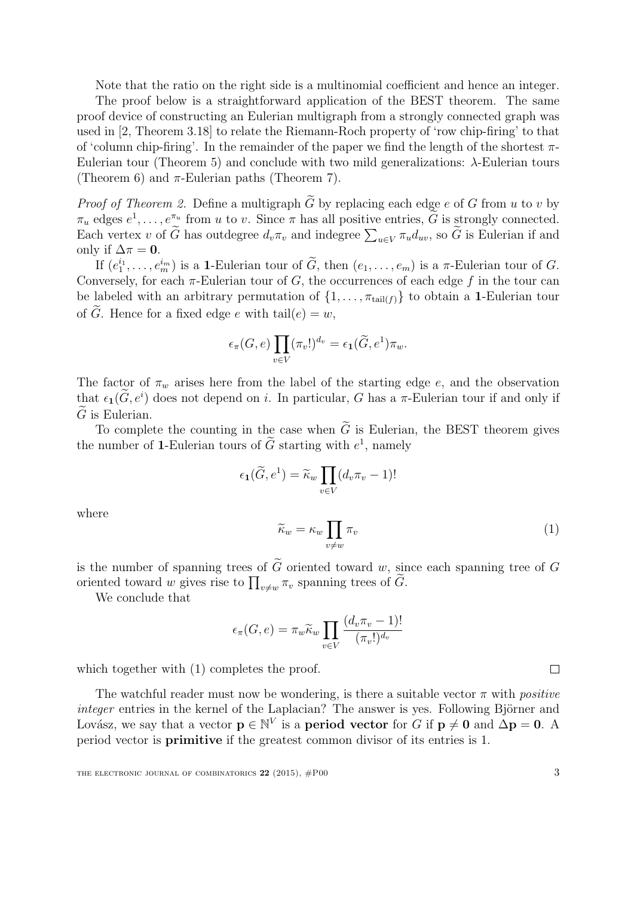Note that the ratio on the right side is a multinomial coefficient and hence an integer.

The proof below is a straightforward application of the BEST theorem. The same proof device of constructing an Eulerian multigraph from a strongly connected graph was used in [2, Theorem 3.18] to relate the Riemann-Roch property of 'row chip-firing' to that of 'column chip-firing'. In the remainder of the paper we find the length of the shortest $\pi$-Eulerian tour (Theorem 5) and conclude with two mild generalizations: $\lambda$-Eulerian tours (Theorem 6) and $\pi$-Eulerian paths (Theorem 7).

*Proof of Theorem 2.* Define a multigraph $\widetilde{G}$ by replacing each edge $e$ of $G$ from $u$ to $v$ by $\pi_u$ edges $e^1, \ldots, e^{\pi_u}$ from $u$ to $v$. Since $\pi$ has all positive entries, $\widetilde{G}$ is strongly connected. Each vertex $v$ of $\widetilde{G}$ has outdegree $d_v \pi_v$ and indegree $\sum_{u \in V} \pi_u d_{uv}$, so $\widetilde{G}$ is Eulerian if and only if $\Delta\pi = \mathbf{0}$.

If $(e_1^{i_1}, \ldots, e_m^{i_m})$ is a $\mathbf{1}$-Eulerian tour of $\widetilde{G}$, then $(e_1, \ldots, e_m)$ is a $\pi$-Eulerian tour of $G$. Conversely, for each $\pi$-Eulerian tour of $G$, the occurrences of each edge $f$ in the tour can be labeled with an arbitrary permutation of $\{1, \ldots, \pi_{\mathrm{tail}(f)}\}$ to obtain a $\mathbf{1}$-Eulerian tour of $\widetilde{G}$. Hence for a fixed edge $e$ with $\mathrm{tail}(e) = w$,

$$\epsilon_\pi(G, e) \prod_{v \in V} (\pi_v!)^{d_v} = \epsilon_{\mathbf{1}}(\widetilde{G}, e^1) \pi_w.$$

The factor of $\pi_w$ arises here from the label of the starting edge $e$, and the observation that $\epsilon_{\mathbf{1}}(\widetilde{G}, e^i)$ does not depend on $i$. In particular, $G$ has a $\pi$-Eulerian tour if and only if $\widetilde{G}$ is Eulerian.

To complete the counting in the case when $\widetilde{G}$ is Eulerian, the BEST theorem gives the number of $\mathbf{1}$-Eulerian tours of $\widetilde{G}$ starting with $e^1$, namely

$$\epsilon_{\mathbf{1}}(\widetilde{G}, e^1) = \widetilde{\kappa}_w \prod_{v \in V} (d_v \pi_v - 1)!$$

where

$$\widetilde{\kappa}_w = \kappa_w \prod_{v \neq w} \pi_v \tag{1}$$

is the number of spanning trees of $\widetilde{G}$ oriented toward $w$, since each spanning tree of $G$ oriented toward $w$ gives rise to $\prod_{v \neq w} \pi_v$ spanning trees of $\widetilde{G}$.

We conclude that

$$\epsilon_\pi(G, e) = \pi_w \widetilde{\kappa}_w \prod_{v \in V} \frac{(d_v \pi_v - 1)!}{(\pi_v!)^{d_v}}$$

which together with (1) completes the proof. □

The watchful reader must now be wondering, is there a suitable vector $\pi$ with *positive integer* entries in the kernel of the Laplacian? The answer is yes. Following Björner and Lovász, we say that a vector $\mathbf{p} \in \mathbb{N}^V$ is a **period vector** for $G$ if $\mathbf{p} \neq \mathbf{0}$ and $\Delta\mathbf{p} = \mathbf{0}$. A period vector is **primitive** if the greatest common divisor of its entries is 1.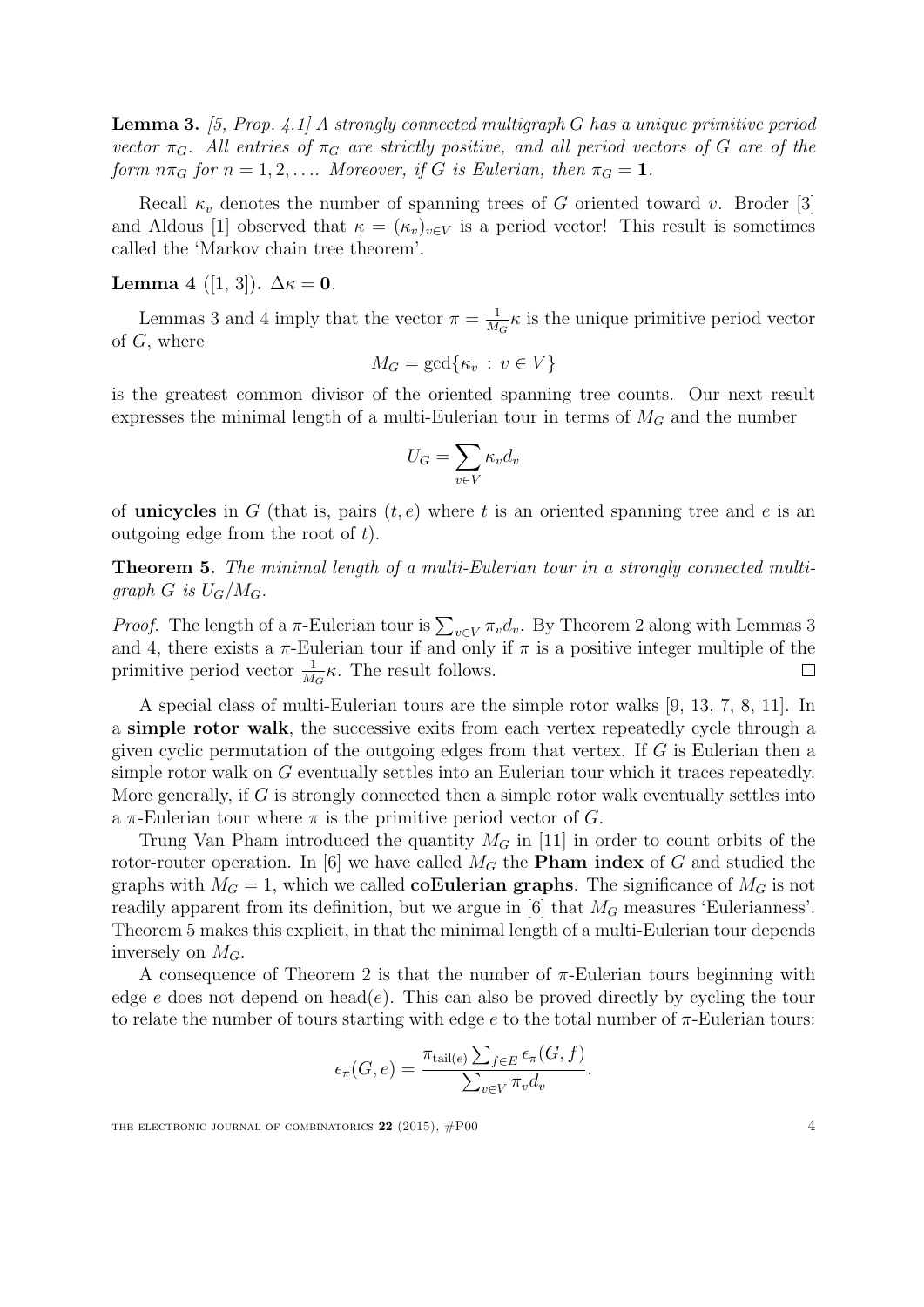**Lemma 3.** *[5, Prop. 4.1] A strongly connected multigraph $G$ has a unique primitive period vector $\pi_G$. All entries of $\pi_G$ are strictly positive, and all period vectors of $G$ are of the form $n\pi_G$ for $n = 1, 2, \ldots$. Moreover, if $G$ is Eulerian, then $\pi_G = \mathbf{1}$.*

Recall $\kappa_v$ denotes the number of spanning trees of $G$ oriented toward $v$. Broder [3] and Aldous [1] observed that $\kappa = (\kappa_v)_{v \in V}$ is a period vector! This result is sometimes called the 'Markov chain tree theorem'.

**Lemma 4** ([1, 3])**.** $\Delta\kappa = \mathbf{0}$.

Lemmas 3 and 4 imply that the vector $\pi = \frac{1}{M_G}\kappa$ is the unique primitive period vector of $G$, where

$$M_G = \gcd\{\kappa_v \,:\, v \in V\}$$

is the greatest common divisor of the oriented spanning tree counts. Our next result expresses the minimal length of a multi-Eulerian tour in terms of $M_G$ and the number

$$U_G = \sum_{v \in V} \kappa_v d_v$$

of **unicycles** in $G$ (that is, pairs $(t, e)$ where $t$ is an oriented spanning tree and $e$ is an outgoing edge from the root of $t$).

**Theorem 5.** *The minimal length of a multi-Eulerian tour in a strongly connected multigraph $G$ is $U_G/M_G$.*

*Proof.* The length of a $\pi$-Eulerian tour is $\sum_{v \in V} \pi_v d_v$. By Theorem 2 along with Lemmas 3 and 4, there exists a $\pi$-Eulerian tour if and only if $\pi$ is a positive integer multiple of the primitive period vector $\frac{1}{M_G}\kappa$. The result follows. $\square$

A special class of multi-Eulerian tours are the simple rotor walks [9, 13, 7, 8, 11]. In a **simple rotor walk**, the successive exits from each vertex repeatedly cycle through a given cyclic permutation of the outgoing edges from that vertex. If $G$ is Eulerian then a simple rotor walk on $G$ eventually settles into an Eulerian tour which it traces repeatedly. More generally, if $G$ is strongly connected then a simple rotor walk eventually settles into a $\pi$-Eulerian tour where $\pi$ is the primitive period vector of $G$.

Trung Van Pham introduced the quantity $M_G$ in [11] in order to count orbits of the rotor-router operation. In [6] we have called $M_G$ the **Pham index** of $G$ and studied the graphs with $M_G = 1$, which we called **coEulerian graphs**. The significance of $M_G$ is not readily apparent from its definition, but we argue in [6] that $M_G$ measures 'Eulerianness'. Theorem 5 makes this explicit, in that the minimal length of a multi-Eulerian tour depends inversely on $M_G$.

A consequence of Theorem 2 is that the number of $\pi$-Eulerian tours beginning with edge $e$ does not depend on head$(e)$. This can also be proved directly by cycling the tour to relate the number of tours starting with edge $e$ to the total number of $\pi$-Eulerian tours:

$$\epsilon_\pi(G, e) = \frac{\pi_{\mathrm{tail}(e)} \sum_{f \in E} \epsilon_\pi(G, f)}{\sum_{v \in V} \pi_v d_v}.$$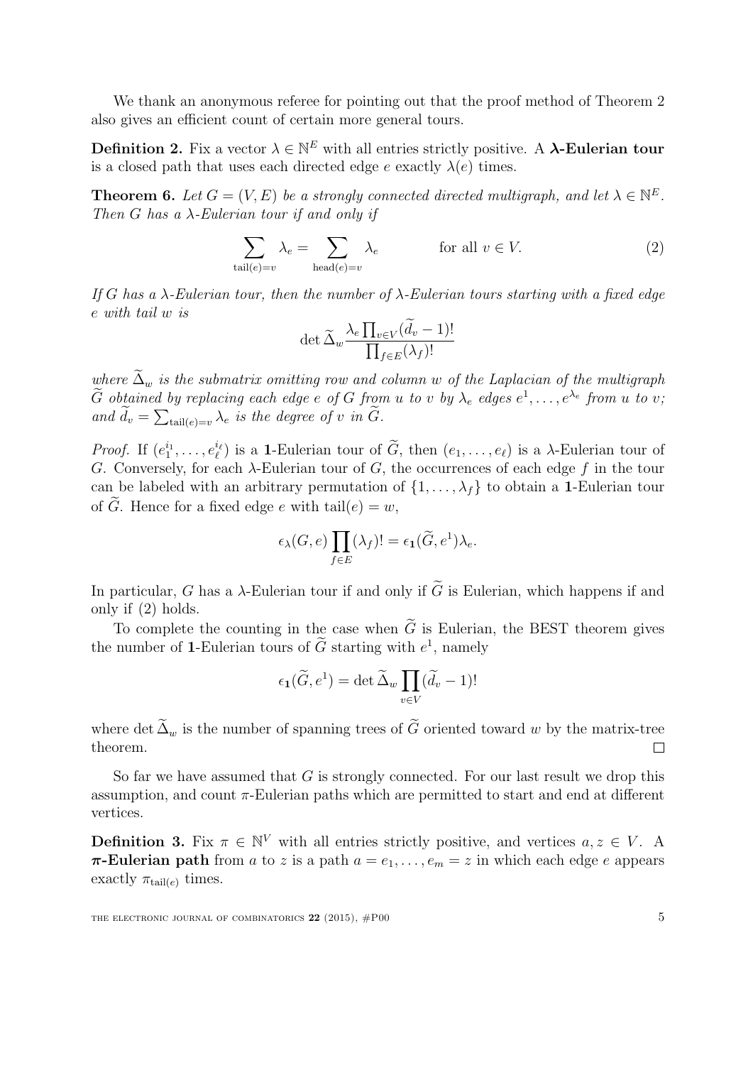We thank an anonymous referee for pointing out that the proof method of Theorem 2 also gives an efficient count of certain more general tours.

**Definition 2.** Fix a vector $\lambda \in \mathbb{N}^E$ with all entries strictly positive. A **$\boldsymbol{\lambda}$-Eulerian tour** is a closed path that uses each directed edge $e$ exactly $\lambda(e)$ times.

**Theorem 6.** *Let $G = (V, E)$ be a strongly connected directed multigraph, and let $\lambda \in \mathbb{N}^E$. Then $G$ has a $\lambda$-Eulerian tour if and only if*

$$\sum_{\mathrm{tail}(e)=v} \lambda_e = \sum_{\mathrm{head}(e)=v} \lambda_e \qquad \text{for all } v \in V. \tag{2}$$

*If $G$ has a $\lambda$-Eulerian tour, then the number of $\lambda$-Eulerian tours starting with a fixed edge $e$ with tail $w$ is*

$$\det \widetilde{\Delta}_w \frac{\lambda_e \prod_{v\in V}(\widetilde{d}_v - 1)!}{\prod_{f \in E}(\lambda_f)!}$$

*where $\widetilde{\Delta}_w$ is the submatrix omitting row and column $w$ of the Laplacian of the multigraph $\widetilde{G}$ obtained by replacing each edge $e$ of $G$ from $u$ to $v$ by $\lambda_e$ edges $e^1, \ldots, e^{\lambda_e}$ from $u$ to $v$; and $\widetilde{d}_v = \sum_{\mathrm{tail}(e)=v} \lambda_e$ is the degree of $v$ in $\widetilde{G}$.*

*Proof.* If $(e_1^{i_1}, \ldots, e_\ell^{i_\ell})$ is a $\mathbf{1}$-Eulerian tour of $\widetilde{G}$, then $(e_1, \ldots, e_\ell)$ is a $\lambda$-Eulerian tour of $G$. Conversely, for each $\lambda$-Eulerian tour of $G$, the occurrences of each edge $f$ in the tour can be labeled with an arbitrary permutation of $\{1, \ldots, \lambda_f\}$ to obtain a $\mathbf{1}$-Eulerian tour of $\widetilde{G}$. Hence for a fixed edge $e$ with $\mathrm{tail}(e) = w$,

$$\epsilon_\lambda(G, e) \prod_{f \in E} (\lambda_f)! = \epsilon_{\mathbf{1}}(\widetilde{G}, e^1)\lambda_e.$$

In particular, $G$ has a $\lambda$-Eulerian tour if and only if $\widetilde{G}$ is Eulerian, which happens if and only if (2) holds.

To complete the counting in the case when $\widetilde{G}$ is Eulerian, the BEST theorem gives the number of $\mathbf{1}$-Eulerian tours of $\widetilde{G}$ starting with $e^1$, namely

$$\epsilon_{\mathbf{1}}(\widetilde{G}, e^1) = \det \widetilde{\Delta}_w \prod_{v \in V} (\widetilde{d}_v - 1)!$$

where $\det \widetilde{\Delta}_w$ is the number of spanning trees of $\widetilde{G}$ oriented toward $w$ by the matrix-tree theorem. $\square$

So far we have assumed that $G$ is strongly connected. For our last result we drop this assumption, and count $\pi$-Eulerian paths which are permitted to start and end at different vertices.

**Definition 3.** Fix $\pi \in \mathbb{N}^V$ with all entries strictly positive, and vertices $a, z \in V$. A **$\boldsymbol{\pi}$-Eulerian path** from $a$ to $z$ is a path $a = e_1, \ldots, e_m = z$ in which each edge $e$ appears exactly $\pi_{\mathrm{tail}(e)}$ times.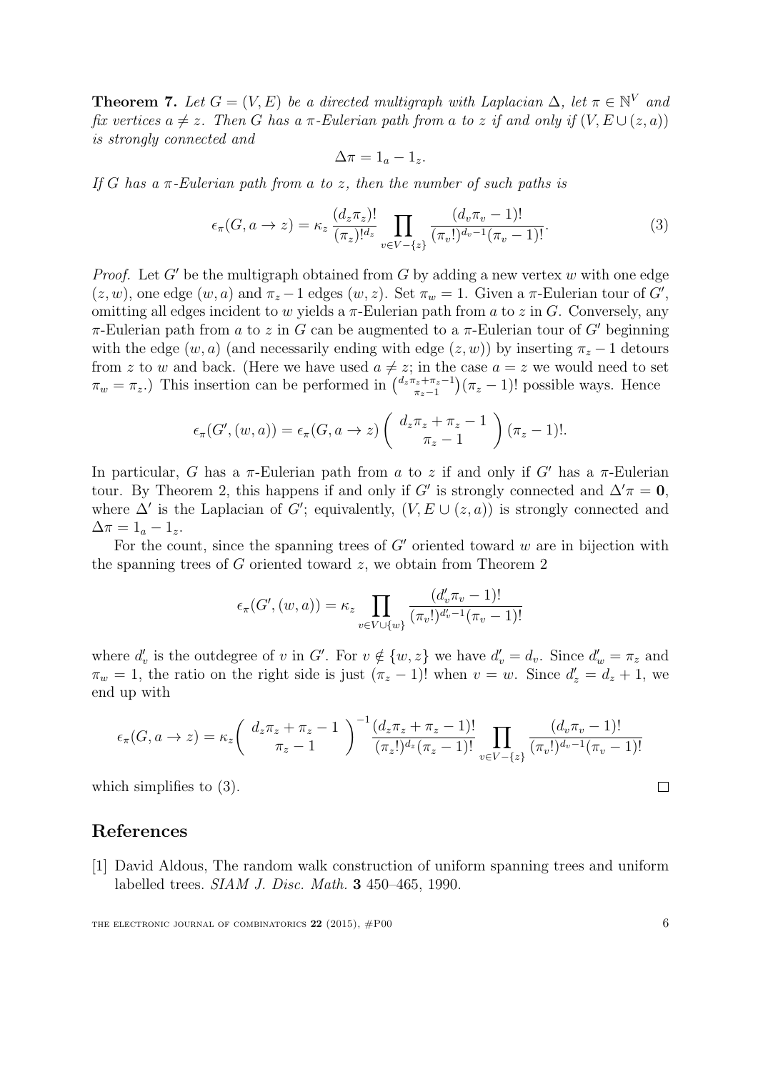**Theorem 7.** *Let $G = (V, E)$ be a directed multigraph with Laplacian $\Delta$, let $\pi \in \mathbb{N}^V$ and fix vertices $a \neq z$. Then $G$ has a $\pi$-Eulerian path from $a$ to $z$ if and only if $(V, E \cup (z, a))$ is strongly connected and*

$$\Delta\pi = 1_a - 1_z.$$

*If $G$ has a $\pi$-Eulerian path from $a$ to $z$, then the number of such paths is*

$$\epsilon_\pi(G, a \to z) = \kappa_z \, \frac{(d_z\pi_z)!}{(\pi_z)!^{d_z}} \prod_{v \in V - \{z\}} \frac{(d_v\pi_v - 1)!}{(\pi_v!)^{d_v - 1}(\pi_v - 1)!}. \tag{3}$$

*Proof.* Let $G'$ be the multigraph obtained from $G$ by adding a new vertex $w$ with one edge $(z, w)$, one edge $(w, a)$ and $\pi_z - 1$ edges $(w, z)$. Set $\pi_w = 1$. Given a $\pi$-Eulerian tour of $G'$, omitting all edges incident to $w$ yields a $\pi$-Eulerian path from $a$ to $z$ in $G$. Conversely, any $\pi$-Eulerian path from $a$ to $z$ in $G$ can be augmented to a $\pi$-Eulerian tour of $G'$ beginning with the edge $(w, a)$ (and necessarily ending with edge $(z, w)$) by inserting $\pi_z - 1$ detours from $z$ to $w$ and back. (Here we have used $a \neq z$; in the case $a = z$ we would need to set $\pi_w = \pi_z$.) This insertion can be performed in $\binom{d_z\pi_z + \pi_z - 1}{\pi_z - 1}(\pi_z - 1)!$ possible ways. Hence

$$\epsilon_\pi(G', (w, a)) = \epsilon_\pi(G, a \to z) \begin{pmatrix} d_z\pi_z + \pi_z - 1 \\ \pi_z - 1 \end{pmatrix} (\pi_z - 1)!.$$

In particular, $G$ has a $\pi$-Eulerian path from $a$ to $z$ if and only if $G'$ has a $\pi$-Eulerian tour. By Theorem 2, this happens if and only if $G'$ is strongly connected and $\Delta'\pi = \mathbf{0}$, where $\Delta'$ is the Laplacian of $G'$; equivalently, $(V, E \cup (z, a))$ is strongly connected and $\Delta\pi = 1_a - 1_z$.

For the count, since the spanning trees of $G'$ oriented toward $w$ are in bijection with the spanning trees of $G$ oriented toward $z$, we obtain from Theorem 2

$$\epsilon_\pi(G', (w, a)) = \kappa_z \prod_{v \in V \cup \{w\}} \frac{(d'_v\pi_v - 1)!}{(\pi_v!)^{d'_v - 1}(\pi_v - 1)!}$$

where $d'_v$ is the outdegree of $v$ in $G'$. For $v \notin \{w, z\}$ we have $d'_v = d_v$. Since $d'_w = \pi_z$ and $\pi_w = 1$, the ratio on the right side is just $(\pi_z - 1)!$ when $v = w$. Since $d'_z = d_z + 1$, we end up with

$$\epsilon_\pi(G, a \to z) = \kappa_z \begin{pmatrix} d_z\pi_z + \pi_z - 1 \\ \pi_z - 1 \end{pmatrix}^{-1} \frac{(d_z\pi_z + \pi_z - 1)!}{(\pi_z!)^{d_z}(\pi_z - 1)!} \prod_{v \in V - \{z\}} \frac{(d_v\pi_v - 1)!}{(\pi_v!)^{d_v - 1}(\pi_v - 1)!}$$

which simplifies to (3). $\square$

## References

[1] David Aldous, The random walk construction of uniform spanning trees and uniform labelled trees. *SIAM J. Disc. Math.* **3** 450–465, 1990.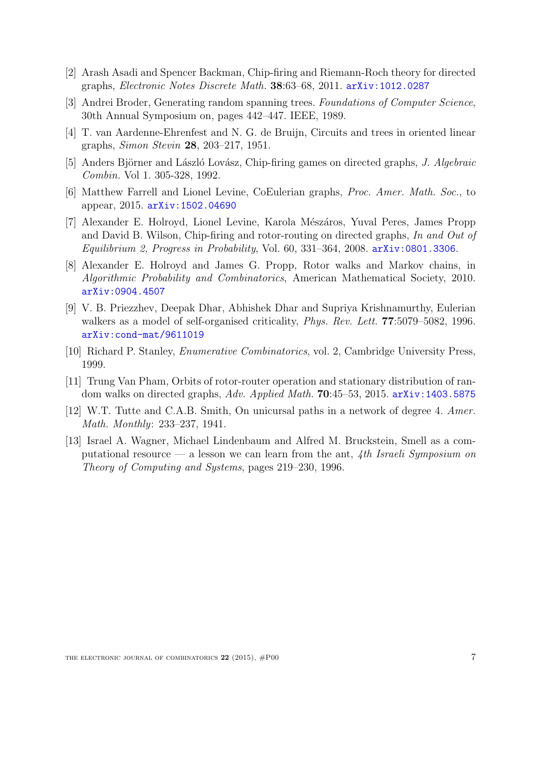[2] Arash Asadi and Spencer Backman, Chip-firing and Riemann-Roch theory for directed graphs, *Electronic Notes Discrete Math.* **38**:63–68, 2011. arXiv:1012.0287

[3] Andrei Broder, Generating random spanning trees. *Foundations of Computer Science*, 30th Annual Symposium on, pages 442–447. IEEE, 1989.

[4] T. van Aardenne-Ehrenfest and N. G. de Bruijn, Circuits and trees in oriented linear graphs, *Simon Stevin* **28**, 203–217, 1951.

[5] Anders Björner and László Lovász, Chip-firing games on directed graphs, *J. Algebraic Combin.* Vol 1. 305-328, 1992.

[6] Matthew Farrell and Lionel Levine, CoEulerian graphs, *Proc. Amer. Math. Soc.*, to appear, 2015. arXiv:1502.04690

[7] Alexander E. Holroyd, Lionel Levine, Karola Mészáros, Yuval Peres, James Propp and David B. Wilson, Chip-firing and rotor-routing on directed graphs, *In and Out of Equilibrium 2, Progress in Probability*, Vol. 60, 331–364, 2008. arXiv:0801.3306.

[8] Alexander E. Holroyd and James G. Propp, Rotor walks and Markov chains, in *Algorithmic Probability and Combinatorics*, American Mathematical Society, 2010. arXiv:0904.4507

[9] V. B. Priezzhev, Deepak Dhar, Abhishek Dhar and Supriya Krishnamurthy, Eulerian walkers as a model of self-organised criticality, *Phys. Rev. Lett.* **77**:5079–5082, 1996. arXiv:cond-mat/9611019

[10] Richard P. Stanley, *Enumerative Combinatorics*, vol. 2, Cambridge University Press, 1999.

[11] Trung Van Pham, Orbits of rotor-router operation and stationary distribution of random walks on directed graphs, *Adv. Applied Math.* **70**:45–53, 2015. arXiv:1403.5875

[12] W.T. Tutte and C.A.B. Smith, On unicursal paths in a network of degree 4. *Amer. Math. Monthly*: 233–237, 1941.

[13] Israel A. Wagner, Michael Lindenbaum and Alfred M. Bruckstein, Smell as a computational resource — a lesson we can learn from the ant, *4th Israeli Symposium on Theory of Computing and Systems*, pages 219–230, 1996.